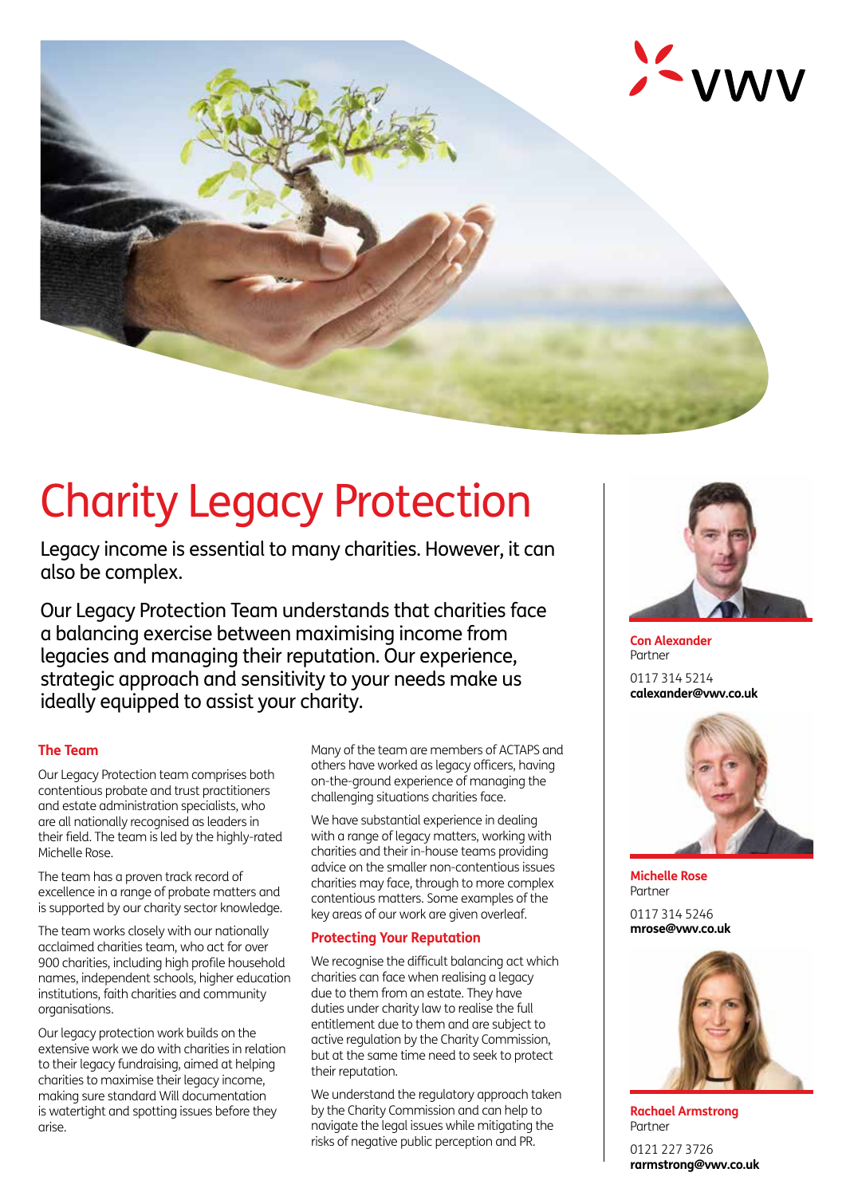# Charity Legacy Protection

Legacy income is essential to many charities. However, it can also be complex.

Our Legacy Protection Team understands that charities face a balancing exercise between maximising income from legacies and managing their reputation. Our experience, strategic approach and sensitivity to your needs make us ideally equipped to assist your charity.

## The Team

Our Legacy Protection team comprises both contentious probate and trust practitioners and estate administration specialists, who are all nationally recognised as leaders in their field. The team is led by the highly-rated Michelle Rose.

The team has a proven track record of excellence in a range of probate matters and is supported by our charity sector knowledge.

The team works closely with our nationally acclaimed charities team, who act for over 900 charities, including high profile household names, independent schools, higher education institutions, faith charities and community organisations.

Our legacy protection work builds on the extensive work we do with charities in relation to their legacy fundraising, aimed at helping charities to maximise their legacy income, making sure standard Will documentation is watertight and spotting issues before they arise.

Many of the team are members of ACTAPS and others have worked as legacy officers, having on-the-ground experience of managing the challenging situations charities face.

We have substantial experience in dealing with a range of legacy matters, working with charities and their in-house teams providing advice on the smaller non-contentious issues charities may face, through to more complex contentious matters. Some examples of the key areas of our work are given overleaf.

## Protecting Your Reputation

We recognise the difficult balancing act which charities can face when realising a legacy due to them from an estate. They have duties under charity law to realise the full entitlement due to them and are subject to active regulation by the Charity Commission, but at the same time need to seek to protect their reputation.

We understand the regulatory approach taken by the Charity Commission and can help to navigate the legal issues while mitigating the risks of negative public perception and PR.

**Con Alexander**
Partner

0117 314 5214
**calexander@vwv.co.uk**

**Michelle Rose**
Partner

0117 314 5246
**mrose@vwv.co.uk**

**Rachael Armstrong**
Partner

0121 227 3726
**rarmstrong@vwv.co.uk**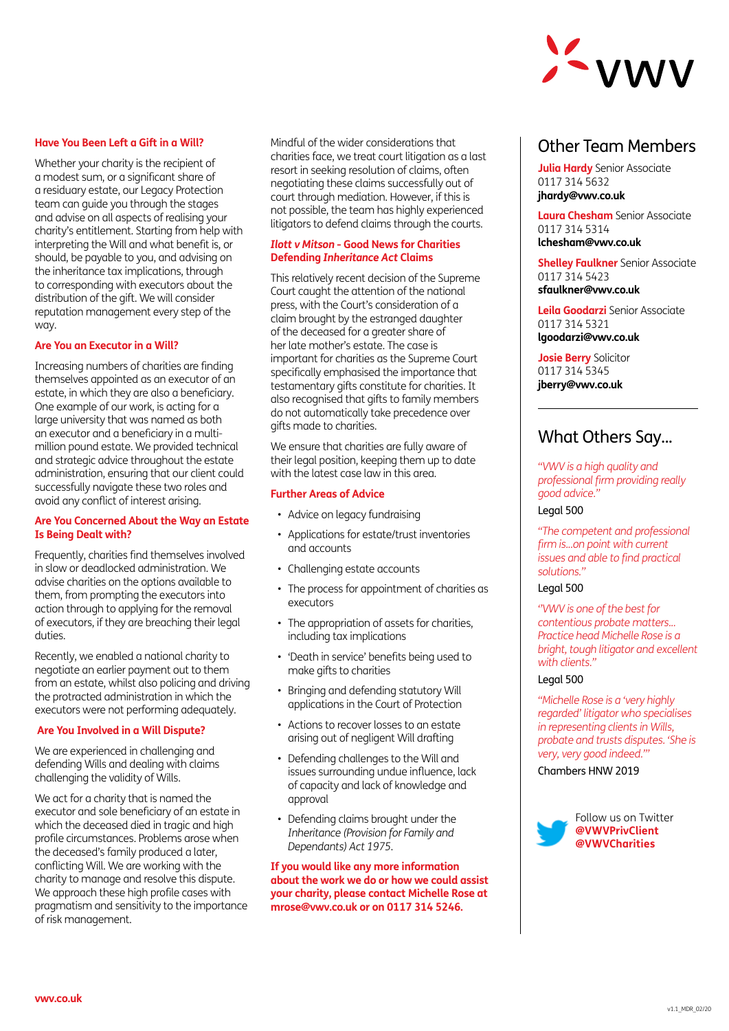### Have You Been Left a Gift in a Will?

Whether your charity is the recipient of a modest sum, or a significant share of a residuary estate, our Legacy Protection team can guide you through the stages and advise on all aspects of realising your charity's entitlement. Starting from help with interpreting the Will and what benefit is, or should, be payable to you, and advising on the inheritance tax implications, through to corresponding with executors about the distribution of the gift. We will consider reputation management every step of the way.

### Are You an Executor in a Will?

Increasing numbers of charities are finding themselves appointed as an executor of an estate, in which they are also a beneficiary. One example of our work, is acting for a large university that was named as both an executor and a beneficiary in a multi-million pound estate. We provided technical and strategic advice throughout the estate administration, ensuring that our client could successfully navigate these two roles and avoid any conflict of interest arising.

### Are You Concerned About the Way an Estate Is Being Dealt with?

Frequently, charities find themselves involved in slow or deadlocked administration. We advise charities on the options available to them, from prompting the executors into action through to applying for the removal of executors, if they are breaching their legal duties.

Recently, we enabled a national charity to negotiate an earlier payment out to them from an estate, whilst also policing and driving the protracted administration in which the executors were not performing adequately.

### Are You Involved in a Will Dispute?

We are experienced in challenging and defending Wills and dealing with claims challenging the validity of Wills.

We act for a charity that is named the executor and sole beneficiary of an estate in which the deceased died in tragic and high profile circumstances. Problems arose when the deceased's family produced a later, conflicting Will. We are working with the charity to manage and resolve this dispute. We approach these high profile cases with pragmatism and sensitivity to the importance of risk management.

Mindful of the wider considerations that charities face, we treat court litigation as a last resort in seeking resolution of claims, often negotiating these claims successfully out of court through mediation. However, if this is not possible, the team has highly experienced litigators to defend claims through the courts.

### *Ilott v Mitson* - Good News for Charities Defending *Inheritance Act* Claims

This relatively recent decision of the Supreme Court caught the attention of the national press, with the Court's consideration of a claim brought by the estranged daughter of the deceased for a greater share of her late mother's estate. The case is important for charities as the Supreme Court specifically emphasised the importance that testamentary gifts constitute for charities. It also recognised that gifts to family members do not automatically take precedence over gifts made to charities.

We ensure that charities are fully aware of their legal position, keeping them up to date with the latest case law in this area.

### Further Areas of Advice

- Advice on legacy fundraising
- Applications for estate/trust inventories and accounts
- Challenging estate accounts
- The process for appointment of charities as executors
- The appropriation of assets for charities, including tax implications
- 'Death in service' benefits being used to make gifts to charities
- Bringing and defending statutory Will applications in the Court of Protection
- Actions to recover losses to an estate arising out of negligent Will drafting
- Defending challenges to the Will and issues surrounding undue influence, lack of capacity and lack of knowledge and approval
- Defending claims brought under the *Inheritance (Provision for Family and Dependants) Act 1975*.

**If you would like any more information about the work we do or how we could assist your charity, please contact Michelle Rose at mrose@vwv.co.uk or on 0117 314 5246.**

## Other Team Members

**Julia Hardy** Senior Associate
0117 314 5632
**jhardy@vwv.co.uk**

**Laura Chesham** Senior Associate
0117 314 5314
**lchesham@vwv.co.uk**

**Shelley Faulkner** Senior Associate
0117 314 5423
**sfaulkner@vwv.co.uk**

**Leila Goodarzi** Senior Associate
0117 314 5321
**lgoodarzi@vwv.co.uk**

**Josie Berry** Solicitor
0117 314 5345
**jberry@vwv.co.uk**

## What Others Say...

*"VWV is a high quality and professional firm providing really good advice."*

Legal 500

*"The competent and professional firm is...on point with current issues and able to find practical solutions."*

Legal 500

*"VWV is one of the best for contentious probate matters... Practice head Michelle Rose is a bright, tough litigator and excellent with clients."*

Legal 500

*"Michelle Rose is a 'very highly regarded' litigator who specialises in representing clients in Wills, probate and trusts disputes. 'She is very, very good indeed.'"*

Chambers HNW 2019

Follow us on Twitter
**@VWVPrivClient**
**@VWVCharities**

vwv.co.uk

v1.1_MDR_02/20